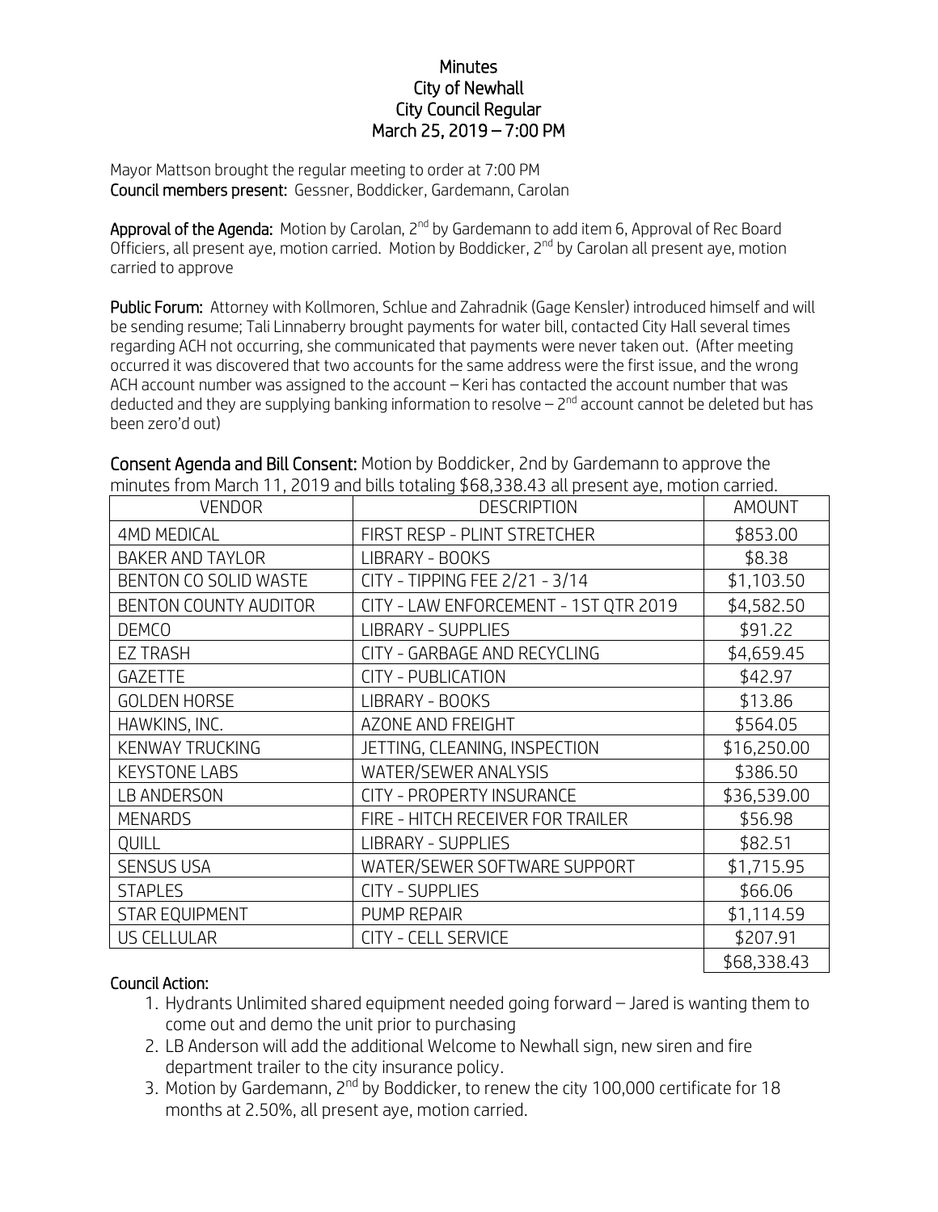# Minutes
# City of Newhall
# City Council Regular
# March 25, 2019 – 7:00 PM

Mayor Mattson brought the regular meeting to order at 7:00 PM
**Council members present:** Gessner, Boddicker, Gardemann, Carolan

**Approval of the Agenda:** Motion by Carolan, 2nd by Gardemann to add item 6, Approval of Rec Board Officiers, all present aye, motion carried. Motion by Boddicker, 2nd by Carolan all present aye, motion carried to approve

**Public Forum:** Attorney with Kollmoren, Schlue and Zahradnik (Gage Kensler) introduced himself and will be sending resume; Tali Linnaberry brought payments for water bill, contacted City Hall several times regarding ACH not occurring, she communicated that payments were never taken out. (After meeting occurred it was discovered that two accounts for the same address were the first issue, and the wrong ACH account number was assigned to the account – Keri has contacted the account number that was deducted and they are supplying banking information to resolve – 2nd account cannot be deleted but has been zero'd out)

**Consent Agenda and Bill Consent:** Motion by Boddicker, 2nd by Gardemann to approve the minutes from March 11, 2019 and bills totaling $68,338.43 all present aye, motion carried.

| VENDOR | DESCRIPTION | AMOUNT |
|---|---|---|
| 4MD MEDICAL | FIRST RESP - PLINT STRETCHER | $853.00 |
| BAKER AND TAYLOR | LIBRARY - BOOKS | $8.38 |
| BENTON CO SOLID WASTE | CITY - TIPPING FEE 2/21 - 3/14 | $1,103.50 |
| BENTON COUNTY AUDITOR | CITY - LAW ENFORCEMENT - 1ST QTR 2019 | $4,582.50 |
| DEMCO | LIBRARY - SUPPLIES | $91.22 |
| EZ TRASH | CITY - GARBAGE AND RECYCLING | $4,659.45 |
| GAZETTE | CITY - PUBLICATION | $42.97 |
| GOLDEN HORSE | LIBRARY - BOOKS | $13.86 |
| HAWKINS, INC. | AZONE AND FREIGHT | $564.05 |
| KENWAY TRUCKING | JETTING, CLEANING, INSPECTION | $16,250.00 |
| KEYSTONE LABS | WATER/SEWER ANALYSIS | $386.50 |
| LB ANDERSON | CITY - PROPERTY INSURANCE | $36,539.00 |
| MENARDS | FIRE - HITCH RECEIVER FOR TRAILER | $56.98 |
| QUILL | LIBRARY - SUPPLIES | $82.51 |
| SENSUS USA | WATER/SEWER SOFTWARE SUPPORT | $1,715.95 |
| STAPLES | CITY - SUPPLIES | $66.06 |
| STAR EQUIPMENT | PUMP REPAIR | $1,114.59 |
| US CELLULAR | CITY - CELL SERVICE | $207.91 |
| | | $68,338.43 |

**Council Action:**

1. Hydrants Unlimited shared equipment needed going forward – Jared is wanting them to come out and demo the unit prior to purchasing
2. LB Anderson will add the additional Welcome to Newhall sign, new siren and fire department trailer to the city insurance policy.
3. Motion by Gardemann, 2nd by Boddicker, to renew the city 100,000 certificate for 18 months at 2.50%, all present aye, motion carried.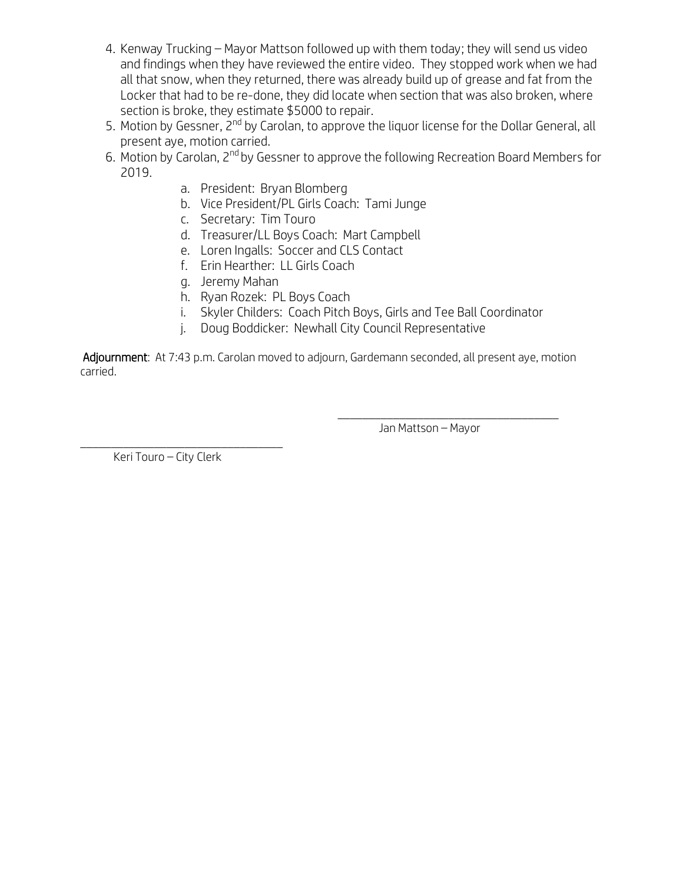4. Kenway Trucking – Mayor Mattson followed up with them today; they will send us video and findings when they have reviewed the entire video. They stopped work when we had all that snow, when they returned, there was already build up of grease and fat from the Locker that had to be re-done, they did locate when section that was also broken, where section is broke, they estimate $5000 to repair.
5. Motion by Gessner, 2nd by Carolan, to approve the liquor license for the Dollar General, all present aye, motion carried.
6. Motion by Carolan, 2nd by Gessner to approve the following Recreation Board Members for 2019.
   a. President: Bryan Blomberg
   b. Vice President/PL Girls Coach: Tami Junge
   c. Secretary: Tim Touro
   d. Treasurer/LL Boys Coach: Mart Campbell
   e. Loren Ingalls: Soccer and CLS Contact
   f. Erin Hearther: LL Girls Coach
   g. Jeremy Mahan
   h. Ryan Rozek: PL Boys Coach
   i. Skyler Childers: Coach Pitch Boys, Girls and Tee Ball Coordinator
   j. Doug Boddicker: Newhall City Council Representative

**Adjournment**: At 7:43 p.m. Carolan moved to adjourn, Gardemann seconded, all present aye, motion carried.

\_\_\_\_\_\_\_\_\_\_\_\_\_\_\_\_\_\_\_\_\_\_\_\_\_\_\_\_\_\_\_\_\_\_\_\_\_\_\_\_
Jan Mattson – Mayor

\_\_\_\_\_\_\_\_\_\_\_\_\_\_\_\_\_\_\_\_\_\_\_\_\_\_\_\_\_\_\_\_\_\_\_\_\_\_\_\_
Keri Touro – City Clerk